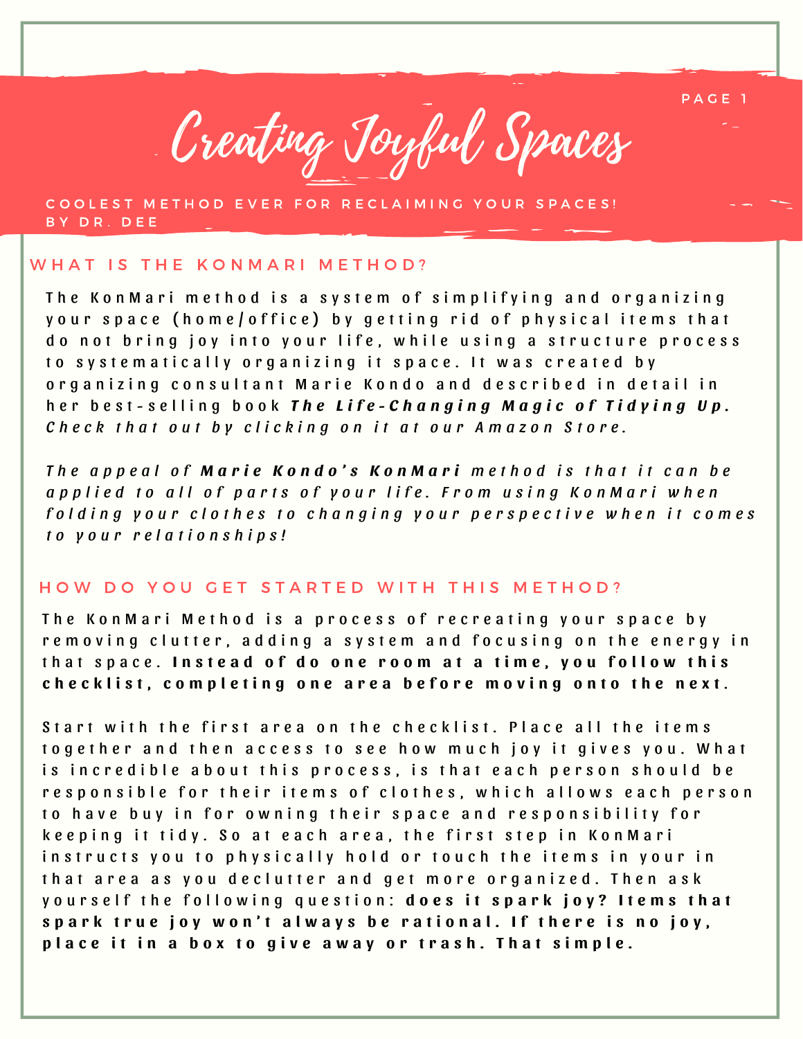# Creating Joyful Spaces

COOLEST METHOD EVER FOR RECLAIMING YOUR SPACES!
BY DR. DEE

## WHAT IS THE KONMARI METHOD?

The KonMari method is a system of simplifying and organizing your space (home/office) by getting rid of physical items that do not bring joy into your life, while using a structure process to systematically organizing it space. It was created by organizing consultant Marie Kondo and described in detail in her best-selling book ***The Life-Changing Magic of Tidying Up.*** *Check that out by clicking on it at our Amazon Store.*

*The appeal of **Marie Kondo's KonMari** method is that it can be applied to all of parts of your life. From using KonMari when folding your clothes to changing your perspective when it comes to your relationships!*

## HOW DO YOU GET STARTED WITH THIS METHOD?

The KonMari Method is a process of recreating your space by removing clutter, adding a system and focusing on the energy in that space. **Instead of do one room at a time, you follow this checklist, completing one area before moving onto the next.**

Start with the first area on the checklist. Place all the items together and then access to see how much joy it gives you. What is incredible about this process, is that each person should be responsible for their items of clothes, which allows each person to have buy in for owning their space and responsibility for keeping it tidy. So at each area, the first step in KonMari instructs you to physically hold or touch the items in your in that area as you declutter and get more organized. Then ask yourself the following question: **does it spark joy? Items that spark true joy won't always be rational. If there is no joy, place it in a box to give away or trash. That simple.**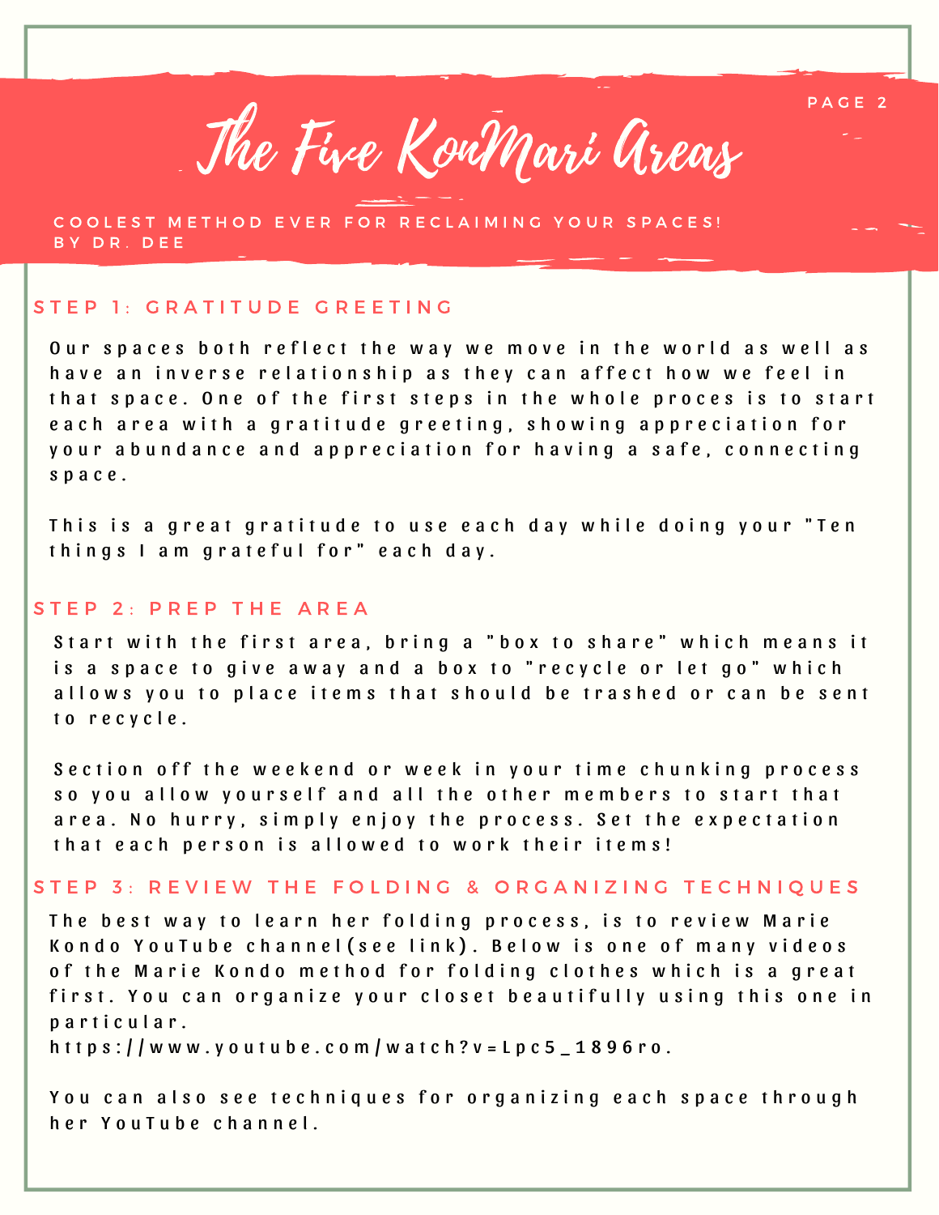# The Five KonMari Areas

COOLEST METHOD EVER FOR RECLAIMING YOUR SPACES!
BY DR. DEE

## STEP 1: GRATITUDE GREETING

Our spaces both reflect the way we move in the world as well as have an inverse relationship as they can affect how we feel in that space. One of the first steps in the whole proces is to start each area with a gratitude greeting, showing appreciation for your abundance and appreciation for having a safe, connecting space.

This is a great gratitude to use each day while doing your "Ten things I am grateful for" each day.

## STEP 2: PREP THE AREA

Start with the first area, bring a "box to share" which means it is a space to give away and a box to "recycle or let go" which allows you to place items that should be trashed or can be sent to recycle.

Section off the weekend or week in your time chunking process so you allow yourself and all the other members to start that area. No hurry, simply enjoy the process. Set the expectation that each person is allowed to work their items!

## STEP 3: REVIEW THE FOLDING & ORGANIZING TECHNIQUES

The best way to learn her folding process, is to review Marie Kondo YouTube channel(see link). Below is one of many videos of the Marie Kondo method for folding clothes which is a great first. You can organize your closet beautifully using this one in particular.
https://www.youtube.com/watch?v=Lpc5_1896ro.

You can also see techniques for organizing each space through her YouTube channel.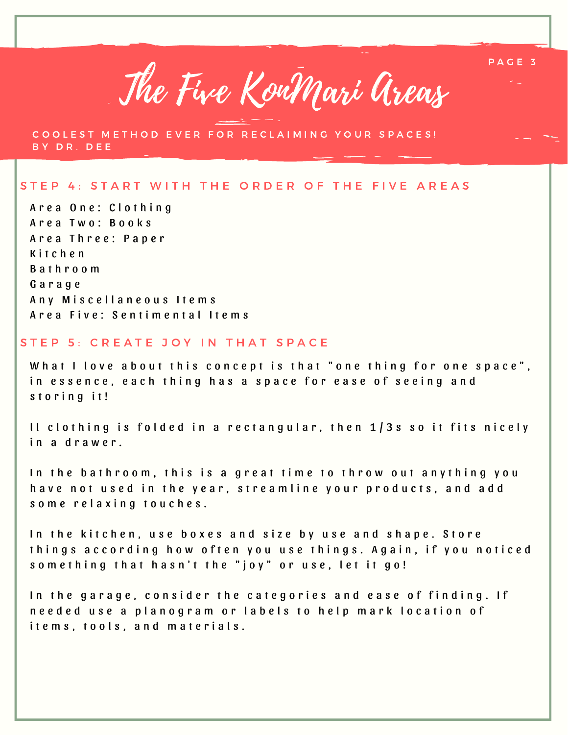# The Five KonMari Areas

COOLEST METHOD EVER FOR RECLAIMING YOUR SPACES!
BY DR. DEE

## STEP 4: START WITH THE ORDER OF THE FIVE AREAS

Area One: Clothing
Area Two: Books
Area Three: Paper
Kitchen
Bathroom
Garage
Any Miscellaneous Items
Area Five: Sentimental Items

## STEP 5: CREATE JOY IN THAT SPACE

What I love about this concept is that "one thing for one space", in essence, each thing has a space for ease of seeing and storing it!

Il clothing is folded in a rectangular, then 1/3s so it fits nicely in a drawer.

In the bathroom, this is a great time to throw out anything you have not used in the year, streamline your products, and add some relaxing touches.

In the kitchen, use boxes and size by use and shape. Store things according how often you use things. Again, if you noticed something that hasn't the "joy" or use, let it go!

In the garage, consider the categories and ease of finding. If needed use a planogram or labels to help mark location of items, tools, and materials.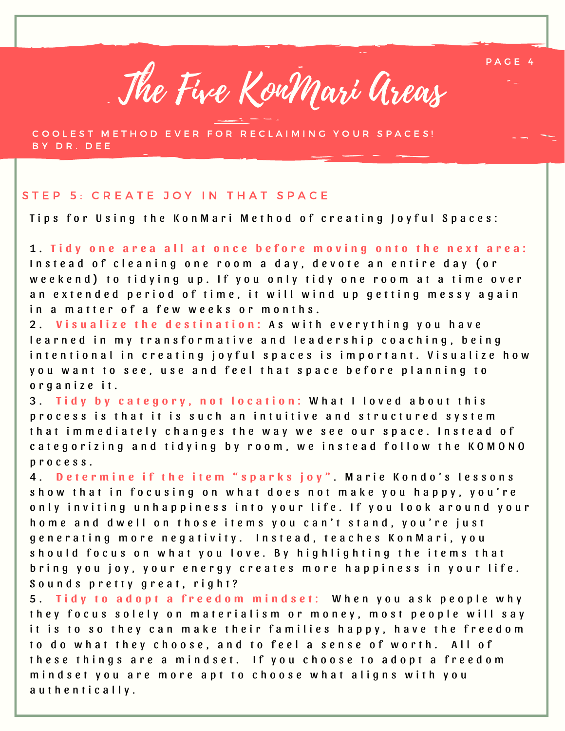# The Five KonMari Areas

COOLEST METHOD EVER FOR RECLAIMING YOUR SPACES!
BY DR. DEE

## STEP 5: CREATE JOY IN THAT SPACE

Tips for Using the KonMari Method of creating Joyful Spaces:

1. **Tidy one area all at once before moving onto the next area:** Instead of cleaning one room a day, devote an entire day (or weekend) to tidying up. If you only tidy one room at a time over an extended period of time, it will wind up getting messy again in a matter of a few weeks or months.
2. **Visualize the destination:** As with everything you have learned in my transformative and leadership coaching, being intentional in creating joyful spaces is important. Visualize how you want to see, use and feel that space before planning to organize it.
3. **Tidy by category, not location:** What I loved about this process is that it is such an intuitive and structured system that immediately changes the way we see our space. Instead of categorizing and tidying by room, we instead follow the KOMONO process.
4. **Determine if the item "sparks joy"**. Marie Kondo's lessons show that in focusing on what does not make you happy, you're only inviting unhappiness into your life. If you look around your home and dwell on those items you can't stand, you're just generating more negativity. Instead, teaches KonMari, you should focus on what you love. By highlighting the items that bring you joy, your energy creates more happiness in your life. Sounds pretty great, right?
5. **Tidy to adopt a freedom mindset:** When you ask people why they focus solely on materialism or money, most people will say it is to so they can make their families happy, have the freedom to do what they choose, and to feel a sense of worth. All of these things are a mindset. If you choose to adopt a freedom mindset you are more apt to choose what aligns with you authentically.